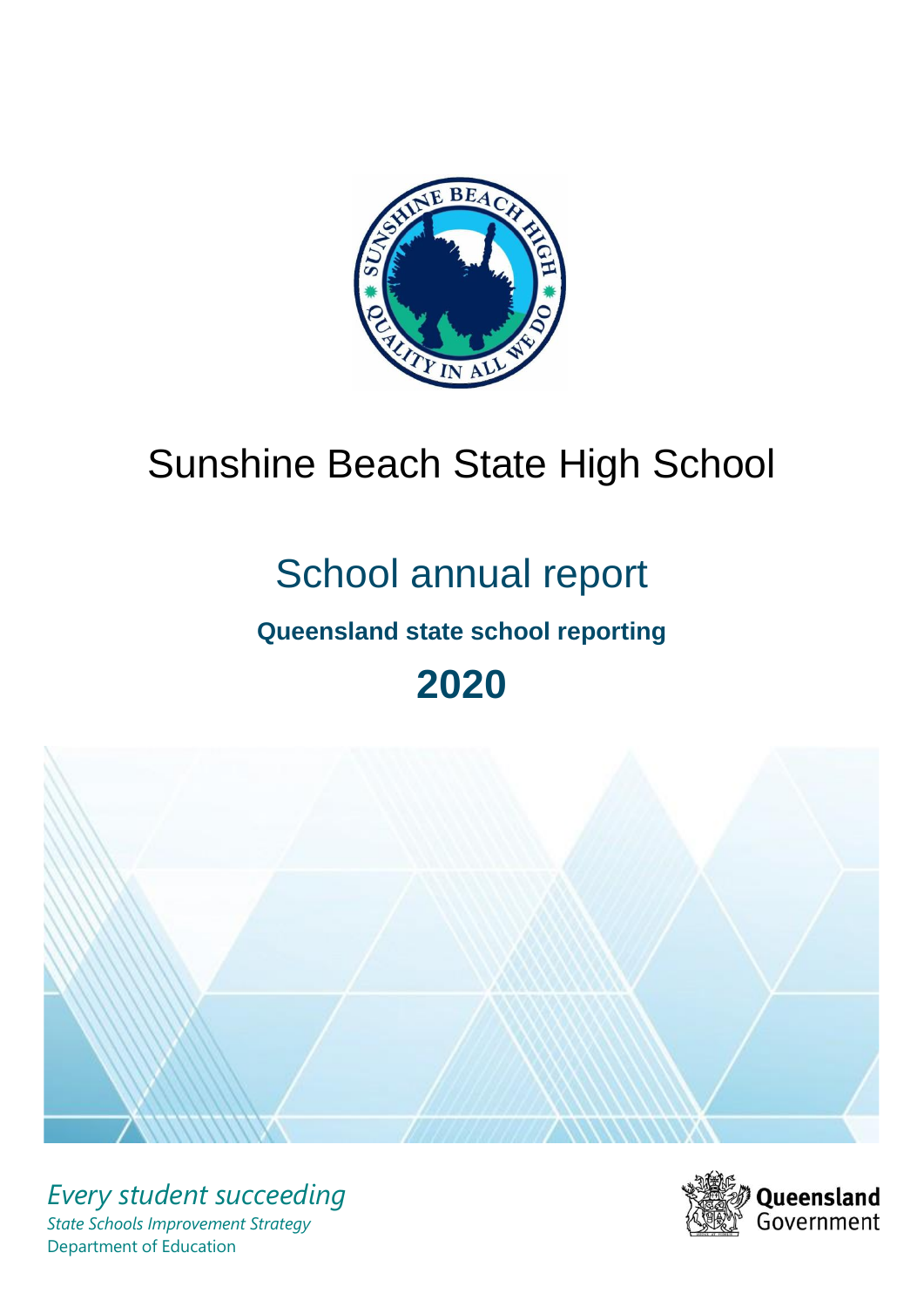# Sunshine Beach State High School

## School annual report

**Queensland state school reporting**

**2020**

*Every student succeeding*

*State Schools Improvement Strategy*

Department of Education

Queensland Government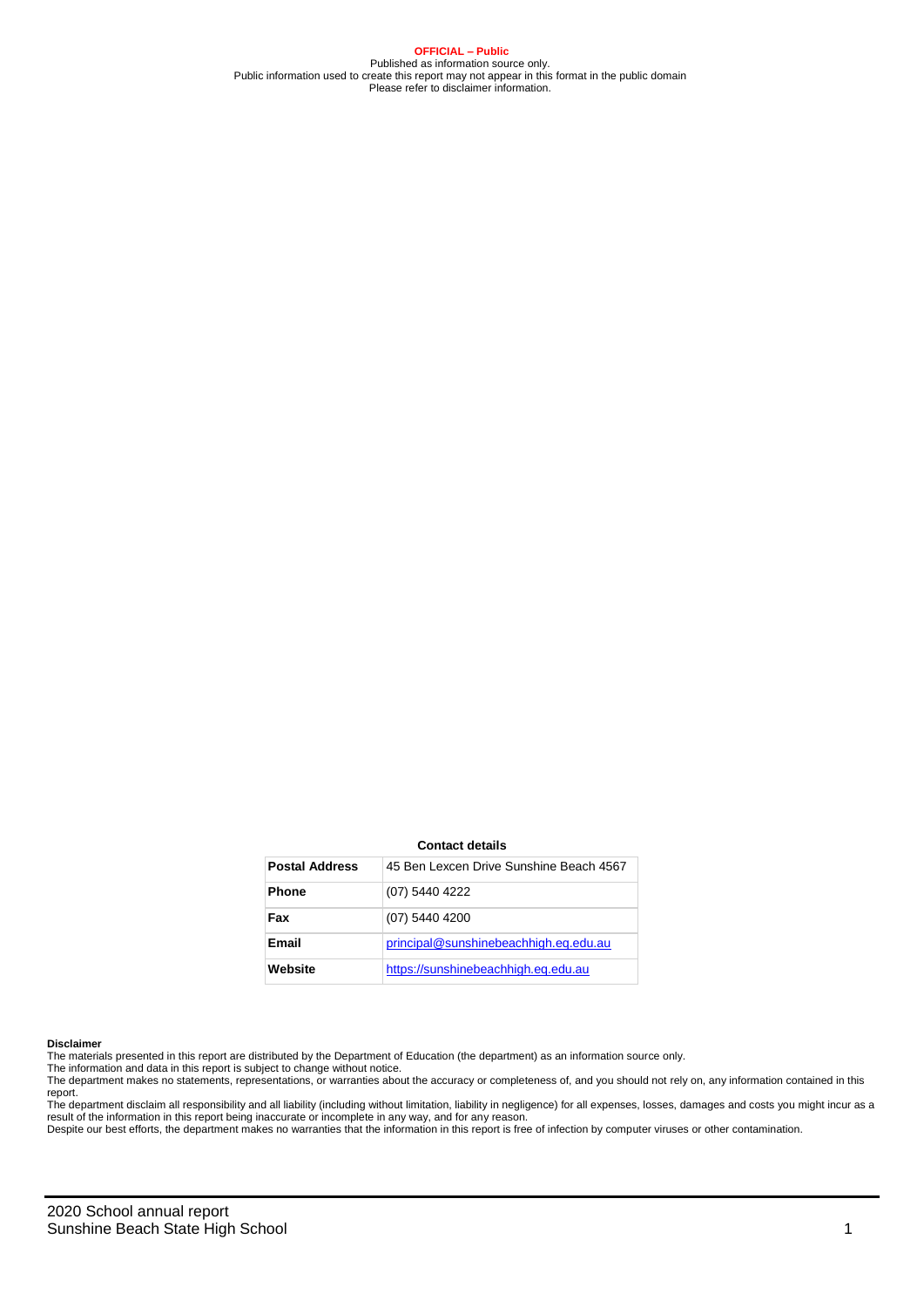**OFFICIAL – Public**

Published as information source only.
Public information used to create this report may not appear in this format in the public domain
Please refer to disclaimer information.

**Contact details**

| **Postal Address** | 45 Ben Lexcen Drive Sunshine Beach 4567 |
| --- | --- |
| **Phone** | (07) 5440 4222 |
| **Fax** | (07) 5440 4200 |
| **Email** | principal@sunshinebeachhigh.eq.edu.au |
| **Website** | https://sunshinebeachhigh.eq.edu.au |

**Disclaimer**

The materials presented in this report are distributed by the Department of Education (the department) as an information source only.
The information and data in this report is subject to change without notice.
The department makes no statements, representations, or warranties about the accuracy or completeness of, and you should not rely on, any information contained in this report.
The department disclaim all responsibility and all liability (including without limitation, liability in negligence) for all expenses, losses, damages and costs you might incur as a result of the information in this report being inaccurate or incomplete in any way, and for any reason.
Despite our best efforts, the department makes no warranties that the information in this report is free of infection by computer viruses or other contamination.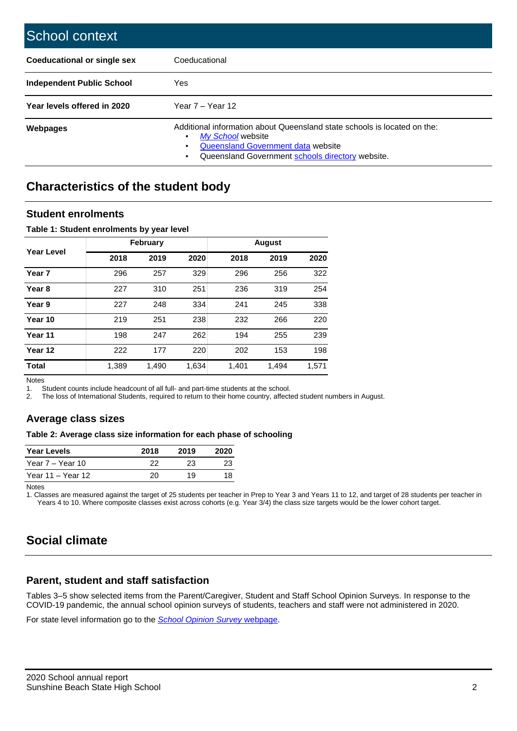# School context

| Coeducational or single sex | Coeducational |
|---|---|
| **Independent Public School** | Yes |
| **Year levels offered in 2020** | Year 7 – Year 12 |
| **Webpages** | Additional information about Queensland state schools is located on the: <br>• *My School* website <br>• Queensland Government data website <br>• Queensland Government schools directory website. |

## Characteristics of the student body

### Student enrolments

**Table 1: Student enrolments by year level**

| Year Level | February | | | August | | |
|---|---|---|---|---|---|---|
| | **2018** | **2019** | **2020** | **2018** | **2019** | **2020** |
| **Year 7** | 296 | 257 | 329 | 296 | 256 | 322 |
| **Year 8** | 227 | 310 | 251 | 236 | 319 | 254 |
| **Year 9** | 227 | 248 | 334 | 241 | 245 | 338 |
| **Year 10** | 219 | 251 | 238 | 232 | 266 | 220 |
| **Year 11** | 198 | 247 | 262 | 194 | 255 | 239 |
| **Year 12** | 222 | 177 | 220 | 202 | 153 | 198 |
| **Total** | 1,389 | 1,490 | 1,634 | 1,401 | 1,494 | 1,571 |

Notes

1. Student counts include headcount of all full- and part-time students at the school.
2. The loss of International Students, required to return to their home country, affected student numbers in August.

### Average class sizes

**Table 2: Average class size information for each phase of schooling**

| Year Levels | 2018 | 2019 | 2020 |
|---|---|---|---|
| Year 7 – Year 10 | 22 | 23 | 23 |
| Year 11 – Year 12 | 20 | 19 | 18 |

Notes

1. Classes are measured against the target of 25 students per teacher in Prep to Year 3 and Years 11 to 12, and target of 28 students per teacher in Years 4 to 10. Where composite classes exist across cohorts (e.g. Year 3/4) the class size targets would be the lower cohort target.

## Social climate

### Parent, student and staff satisfaction

Tables 3–5 show selected items from the Parent/Caregiver, Student and Staff School Opinion Surveys. In response to the COVID-19 pandemic, the annual school opinion surveys of students, teachers and staff were not administered in 2020.

For state level information go to the *School Opinion Survey* webpage.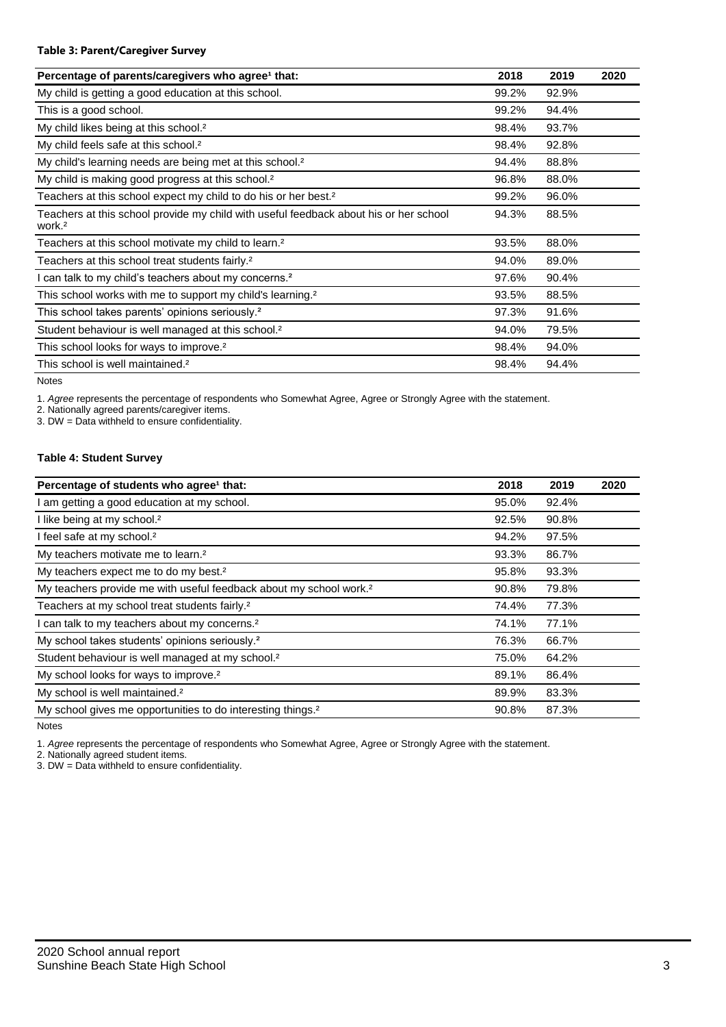**Table 3: Parent/Caregiver Survey**

| Percentage of parents/caregivers who agree[1] that: | 2018 | 2019 | 2020 |
|---|---|---|---|
| My child is getting a good education at this school. | 99.2% | 92.9% | |
| This is a good school. | 99.2% | 94.4% | |
| My child likes being at this school.[2] | 98.4% | 93.7% | |
| My child feels safe at this school.[2] | 98.4% | 92.8% | |
| My child's learning needs are being met at this school.[2] | 94.4% | 88.8% | |
| My child is making good progress at this school.[2] | 96.8% | 88.0% | |
| Teachers at this school expect my child to do his or her best.[2] | 99.2% | 96.0% | |
| Teachers at this school provide my child with useful feedback about his or her school work.[2] | 94.3% | 88.5% | |
| Teachers at this school motivate my child to learn.[2] | 93.5% | 88.0% | |
| Teachers at this school treat students fairly.[2] | 94.0% | 89.0% | |
| I can talk to my child's teachers about my concerns.[2] | 97.6% | 90.4% | |
| This school works with me to support my child's learning.[2] | 93.5% | 88.5% | |
| This school takes parents' opinions seriously.[2] | 97.3% | 91.6% | |
| Student behaviour is well managed at this school.[2] | 94.0% | 79.5% | |
| This school looks for ways to improve.[2] | 98.4% | 94.0% | |
| This school is well maintained.[2] | 98.4% | 94.4% | |

Notes

1. *Agree* represents the percentage of respondents who Somewhat Agree, Agree or Strongly Agree with the statement.
2. Nationally agreed parents/caregiver items.
3. DW = Data withheld to ensure confidentiality.

**Table 4: Student Survey**

| Percentage of students who agree[1] that: | 2018 | 2019 | 2020 |
|---|---|---|---|
| I am getting a good education at my school. | 95.0% | 92.4% | |
| I like being at my school.[2] | 92.5% | 90.8% | |
| I feel safe at my school.[2] | 94.2% | 97.5% | |
| My teachers motivate me to learn.[2] | 93.3% | 86.7% | |
| My teachers expect me to do my best.[2] | 95.8% | 93.3% | |
| My teachers provide me with useful feedback about my school work.[2] | 90.8% | 79.8% | |
| Teachers at my school treat students fairly.[2] | 74.4% | 77.3% | |
| I can talk to my teachers about my concerns.[2] | 74.1% | 77.1% | |
| My school takes students' opinions seriously.[2] | 76.3% | 66.7% | |
| Student behaviour is well managed at my school.[2] | 75.0% | 64.2% | |
| My school looks for ways to improve.[2] | 89.1% | 86.4% | |
| My school is well maintained.[2] | 89.9% | 83.3% | |
| My school gives me opportunities to do interesting things.[2] | 90.8% | 87.3% | |

Notes

1. *Agree* represents the percentage of respondents who Somewhat Agree, Agree or Strongly Agree with the statement.
2. Nationally agreed student items.
3. DW = Data withheld to ensure confidentiality.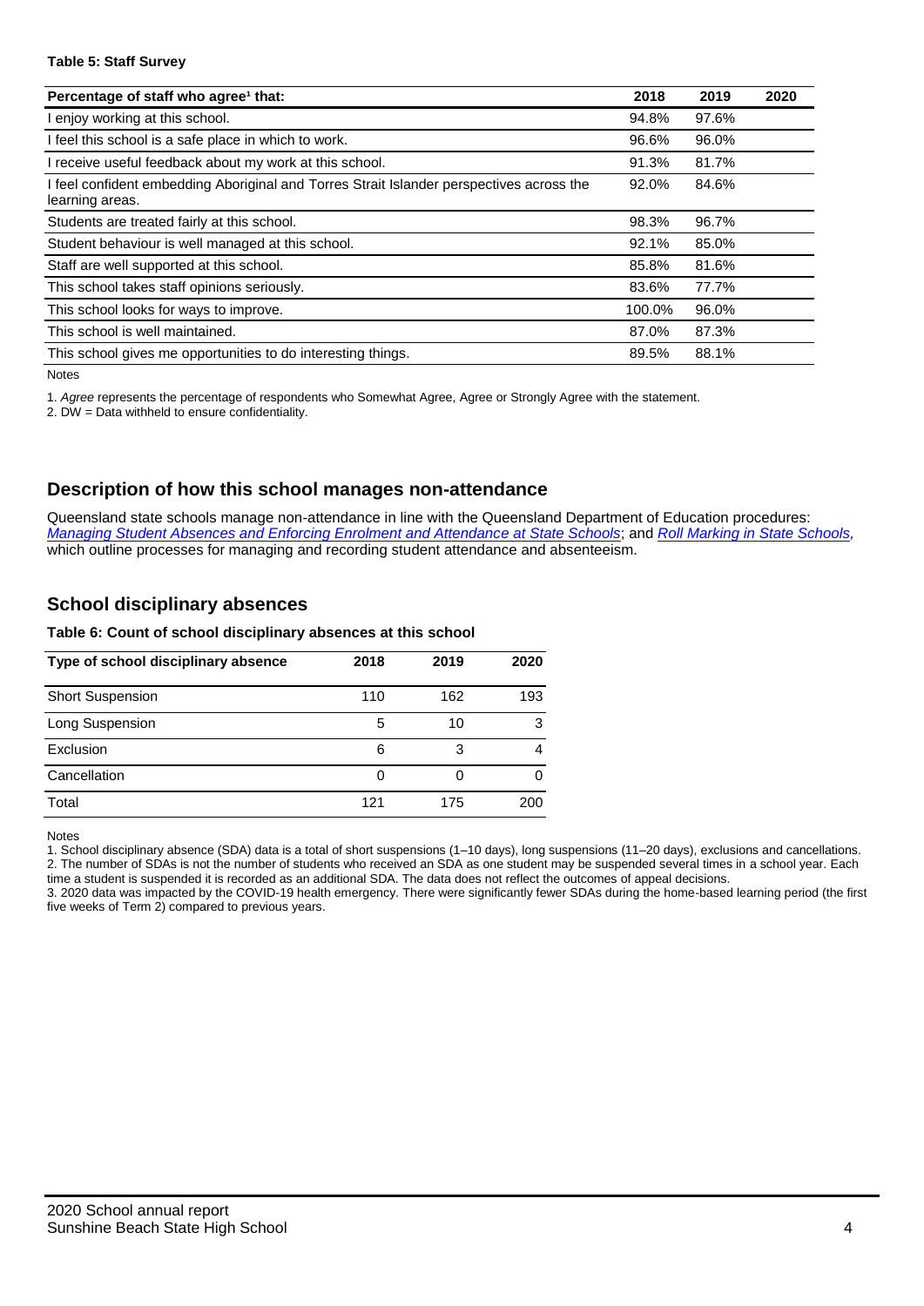**Table 5: Staff Survey**

| Percentage of staff who agree[1] that: | 2018 | 2019 | 2020 |
|---|---|---|---|
| I enjoy working at this school. | 94.8% | 97.6% | |
| I feel this school is a safe place in which to work. | 96.6% | 96.0% | |
| I receive useful feedback about my work at this school. | 91.3% | 81.7% | |
| I feel confident embedding Aboriginal and Torres Strait Islander perspectives across the learning areas. | 92.0% | 84.6% | |
| Students are treated fairly at this school. | 98.3% | 96.7% | |
| Student behaviour is well managed at this school. | 92.1% | 85.0% | |
| Staff are well supported at this school. | 85.8% | 81.6% | |
| This school takes staff opinions seriously. | 83.6% | 77.7% | |
| This school looks for ways to improve. | 100.0% | 96.0% | |
| This school is well maintained. | 87.0% | 87.3% | |
| This school gives me opportunities to do interesting things. | 89.5% | 88.1% | |

Notes

1. *Agree* represents the percentage of respondents who Somewhat Agree, Agree or Strongly Agree with the statement.
2. DW = Data withheld to ensure confidentiality.

## Description of how this school manages non-attendance

Queensland state schools manage non-attendance in line with the Queensland Department of Education procedures: *Managing Student Absences and Enforcing Enrolment and Attendance at State Schools*; and *Roll Marking in State Schools,* which outline processes for managing and recording student attendance and absenteeism.

## School disciplinary absences

**Table 6: Count of school disciplinary absences at this school**

| Type of school disciplinary absence | 2018 | 2019 | 2020 |
|---|---|---|---|
| Short Suspension | 110 | 162 | 193 |
| Long Suspension | 5 | 10 | 3 |
| Exclusion | 6 | 3 | 4 |
| Cancellation | 0 | 0 | 0 |
| Total | 121 | 175 | 200 |

Notes

1. School disciplinary absence (SDA) data is a total of short suspensions (1–10 days), long suspensions (11–20 days), exclusions and cancellations.
2. The number of SDAs is not the number of students who received an SDA as one student may be suspended several times in a school year. Each time a student is suspended it is recorded as an additional SDA. The data does not reflect the outcomes of appeal decisions.
3. 2020 data was impacted by the COVID-19 health emergency. There were significantly fewer SDAs during the home-based learning period (the first five weeks of Term 2) compared to previous years.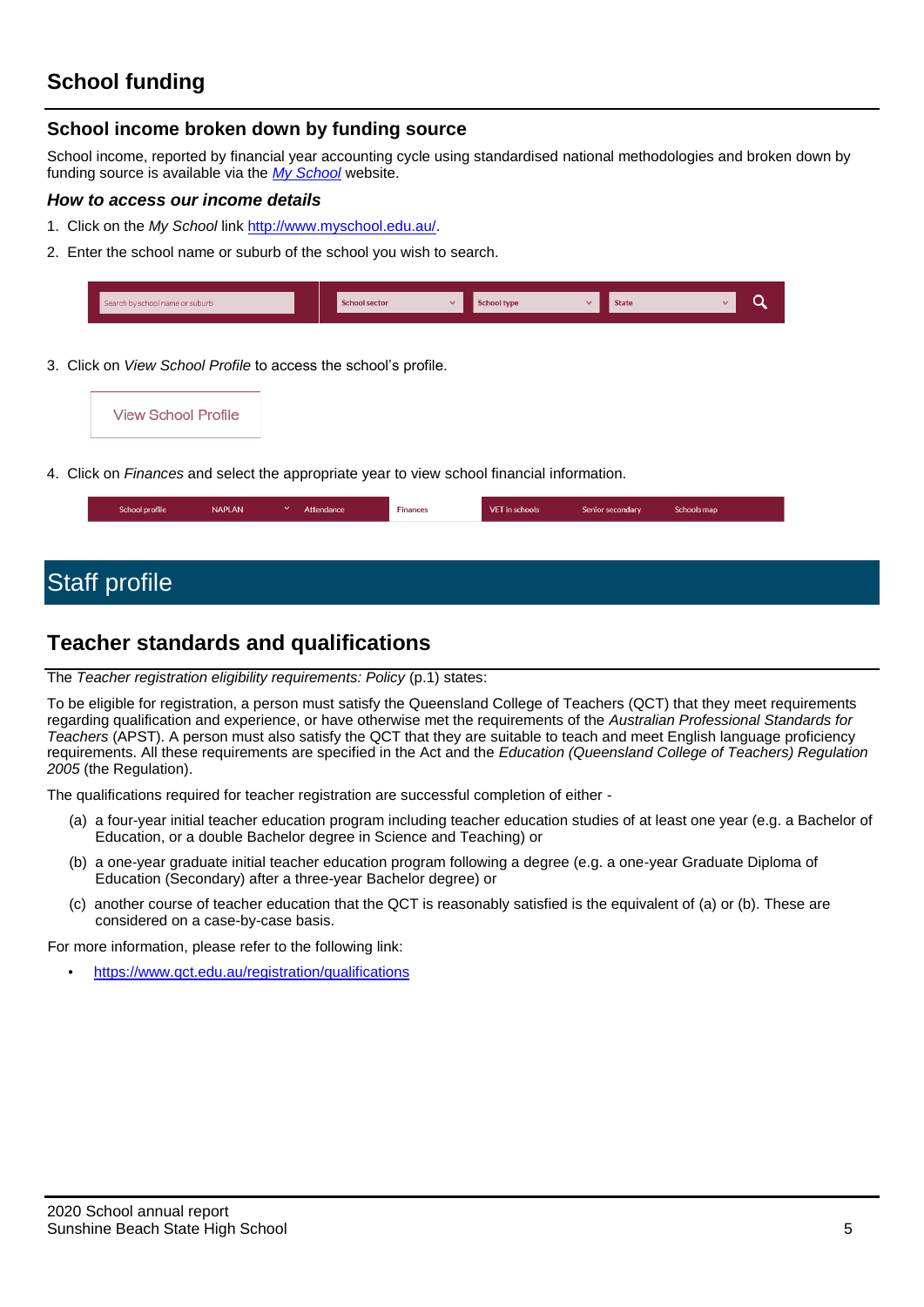# School funding

## School income broken down by funding source

School income, reported by financial year accounting cycle using standardised national methodologies and broken down by funding source is available via the *My School* website.

### *How to access our income details*

1. Click on the *My School* link http://www.myschool.edu.au/.
2. Enter the school name or suburb of the school you wish to search.

Search by school name or suburb | School sector | School type | State

3. Click on *View School Profile* to access the school's profile.

View School Profile

4. Click on *Finances* and select the appropriate year to view school financial information.

School profile | NAPLAN | Attendance | Finances | VET in schools | Senior secondary | Schools map

# Staff profile

## Teacher standards and qualifications

The *Teacher registration eligibility requirements: Policy* (p.1) states:

To be eligible for registration, a person must satisfy the Queensland College of Teachers (QCT) that they meet requirements regarding qualification and experience, or have otherwise met the requirements of the *Australian Professional Standards for Teachers* (APST). A person must also satisfy the QCT that they are suitable to teach and meet English language proficiency requirements. All these requirements are specified in the Act and the *Education (Queensland College of Teachers) Regulation 2005* (the Regulation).

The qualifications required for teacher registration are successful completion of either -

(a) a four-year initial teacher education program including teacher education studies of at least one year (e.g. a Bachelor of Education, or a double Bachelor degree in Science and Teaching) or

(b) a one-year graduate initial teacher education program following a degree (e.g. a one-year Graduate Diploma of Education (Secondary) after a three-year Bachelor degree) or

(c) another course of teacher education that the QCT is reasonably satisfied is the equivalent of (a) or (b). These are considered on a case-by-case basis.

For more information, please refer to the following link:

- https://www.qct.edu.au/registration/qualifications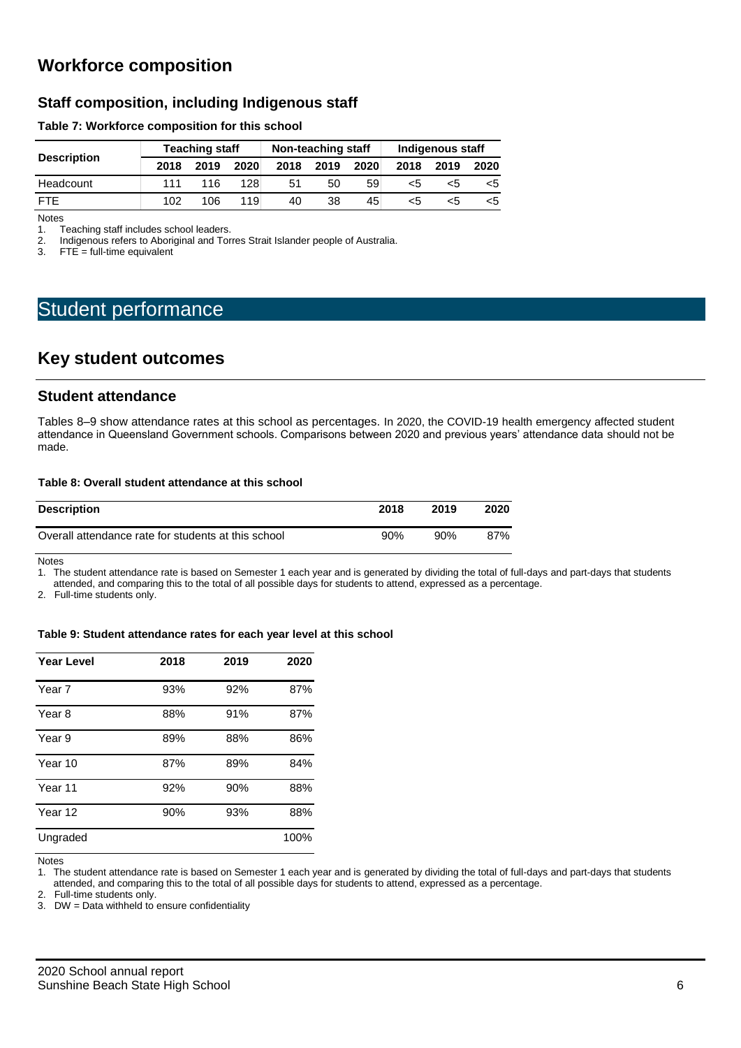## Workforce composition

### Staff composition, including Indigenous staff

**Table 7: Workforce composition for this school**

| Description | Teaching staff | | | Non-teaching staff | | | Indigenous staff | | |
|---|---|---|---|---|---|---|---|---|---|
| | 2018 | 2019 | 2020 | 2018 | 2019 | 2020 | 2018 | 2019 | 2020 |
| Headcount | 111 | 116 | 128 | 51 | 50 | 59 | <5 | <5 | <5 |
| FTE | 102 | 106 | 119 | 40 | 38 | 45 | <5 | <5 | <5 |

Notes

1. Teaching staff includes school leaders.
2. Indigenous refers to Aboriginal and Torres Strait Islander people of Australia.
3. FTE = full-time equivalent

# Student performance

## Key student outcomes

### Student attendance

Tables 8–9 show attendance rates at this school as percentages. In 2020, the COVID-19 health emergency affected student attendance in Queensland Government schools. Comparisons between 2020 and previous years' attendance data should not be made.

**Table 8: Overall student attendance at this school**

| Description | 2018 | 2019 | 2020 |
|---|---|---|---|
| Overall attendance rate for students at this school | 90% | 90% | 87% |

Notes

1. The student attendance rate is based on Semester 1 each year and is generated by dividing the total of full-days and part-days that students attended, and comparing this to the total of all possible days for students to attend, expressed as a percentage.
2. Full-time students only.

**Table 9: Student attendance rates for each year level at this school**

| Year Level | 2018 | 2019 | 2020 |
|---|---|---|---|
| Year 7 | 93% | 92% | 87% |
| Year 8 | 88% | 91% | 87% |
| Year 9 | 89% | 88% | 86% |
| Year 10 | 87% | 89% | 84% |
| Year 11 | 92% | 90% | 88% |
| Year 12 | 90% | 93% | 88% |
| Ungraded | | | 100% |

Notes

1. The student attendance rate is based on Semester 1 each year and is generated by dividing the total of full-days and part-days that students attended, and comparing this to the total of all possible days for students to attend, expressed as a percentage.
2. Full-time students only.
3. DW = Data withheld to ensure confidentiality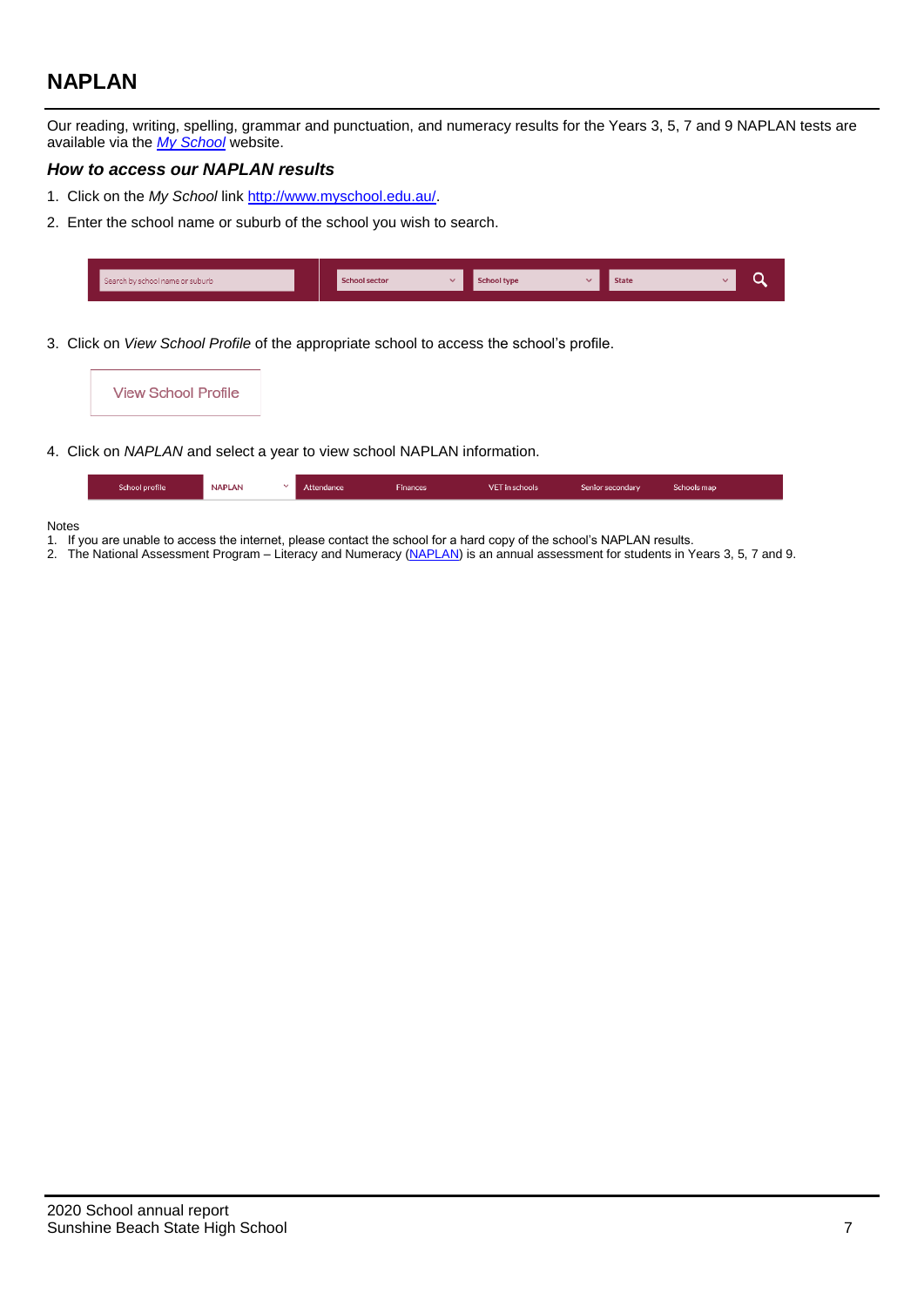## NAPLAN

Our reading, writing, spelling, grammar and punctuation, and numeracy results for the Years 3, 5, 7 and 9 NAPLAN tests are available via the [*My School*](http://www.myschool.edu.au/) website.

### *How to access our NAPLAN results*

1. Click on the *My School* link [http://www.myschool.edu.au/](http://www.myschool.edu.au/).
2. Enter the school name or suburb of the school you wish to search.

   Search by school name or suburb | School sector | School type | State

3. Click on *View School Profile* of the appropriate school to access the school's profile.

   View School Profile

4. Click on *NAPLAN* and select a year to view school NAPLAN information.

   School profile | NAPLAN | Attendance | Finances | VET in schools | Senior secondary | Schools map

Notes

1. If you are unable to access the internet, please contact the school for a hard copy of the school's NAPLAN results.
2. The National Assessment Program – Literacy and Numeracy (NAPLAN) is an annual assessment for students in Years 3, 5, 7 and 9.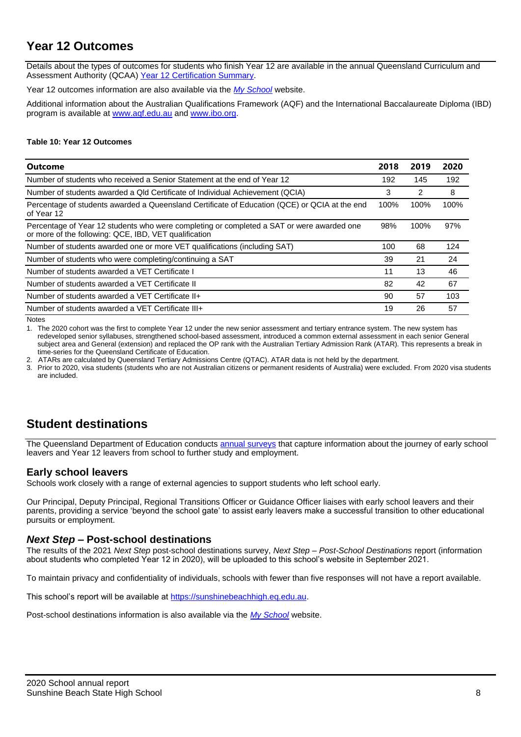## Year 12 Outcomes

Details about the types of outcomes for students who finish Year 12 are available in the annual Queensland Curriculum and Assessment Authority (QCAA) Year 12 Certification Summary.

Year 12 outcomes information are also available via the *My School* website.

Additional information about the Australian Qualifications Framework (AQF) and the International Baccalaureate Diploma (IBD) program is available at www.aqf.edu.au and www.ibo.org.

**Table 10: Year 12 Outcomes**

| Outcome | 2018 | 2019 | 2020 |
|---|---|---|---|
| Number of students who received a Senior Statement at the end of Year 12 | 192 | 145 | 192 |
| Number of students awarded a Qld Certificate of Individual Achievement (QCIA) | 3 | 2 | 8 |
| Percentage of students awarded a Queensland Certificate of Education (QCE) or QCIA at the end of Year 12 | 100% | 100% | 100% |
| Percentage of Year 12 students who were completing or completed a SAT or were awarded one or more of the following: QCE, IBD, VET qualification | 98% | 100% | 97% |
| Number of students awarded one or more VET qualifications (including SAT) | 100 | 68 | 124 |
| Number of students who were completing/continuing a SAT | 39 | 21 | 24 |
| Number of students awarded a VET Certificate I | 11 | 13 | 46 |
| Number of students awarded a VET Certificate II | 82 | 42 | 67 |
| Number of students awarded a VET Certificate II+ | 90 | 57 | 103 |
| Number of students awarded a VET Certificate III+ | 19 | 26 | 57 |

Notes

1. The 2020 cohort was the first to complete Year 12 under the new senior assessment and tertiary entrance system. The new system has redeveloped senior syllabuses, strengthened school-based assessment, introduced a common external assessment in each senior General subject area and General (extension) and replaced the OP rank with the Australian Tertiary Admission Rank (ATAR). This represents a break in time-series for the Queensland Certificate of Education.
2. ATARs are calculated by Queensland Tertiary Admissions Centre (QTAC). ATAR data is not held by the department.
3. Prior to 2020, visa students (students who are not Australian citizens or permanent residents of Australia) were excluded. From 2020 visa students are included.

## Student destinations

The Queensland Department of Education conducts annual surveys that capture information about the journey of early school leavers and Year 12 leavers from school to further study and employment.

### Early school leavers

Schools work closely with a range of external agencies to support students who left school early.

Our Principal, Deputy Principal, Regional Transitions Officer or Guidance Officer liaises with early school leavers and their parents, providing a service 'beyond the school gate' to assist early leavers make a successful transition to other educational pursuits or employment.

### *Next Step* – Post-school destinations

The results of the 2021 *Next Step* post-school destinations survey, *Next Step – Post-School Destinations* report (information about students who completed Year 12 in 2020), will be uploaded to this school's website in September 2021.

To maintain privacy and confidentiality of individuals, schools with fewer than five responses will not have a report available.

This school's report will be available at https://sunshinebeachhigh.eq.edu.au.

Post-school destinations information is also available via the *My School* website.